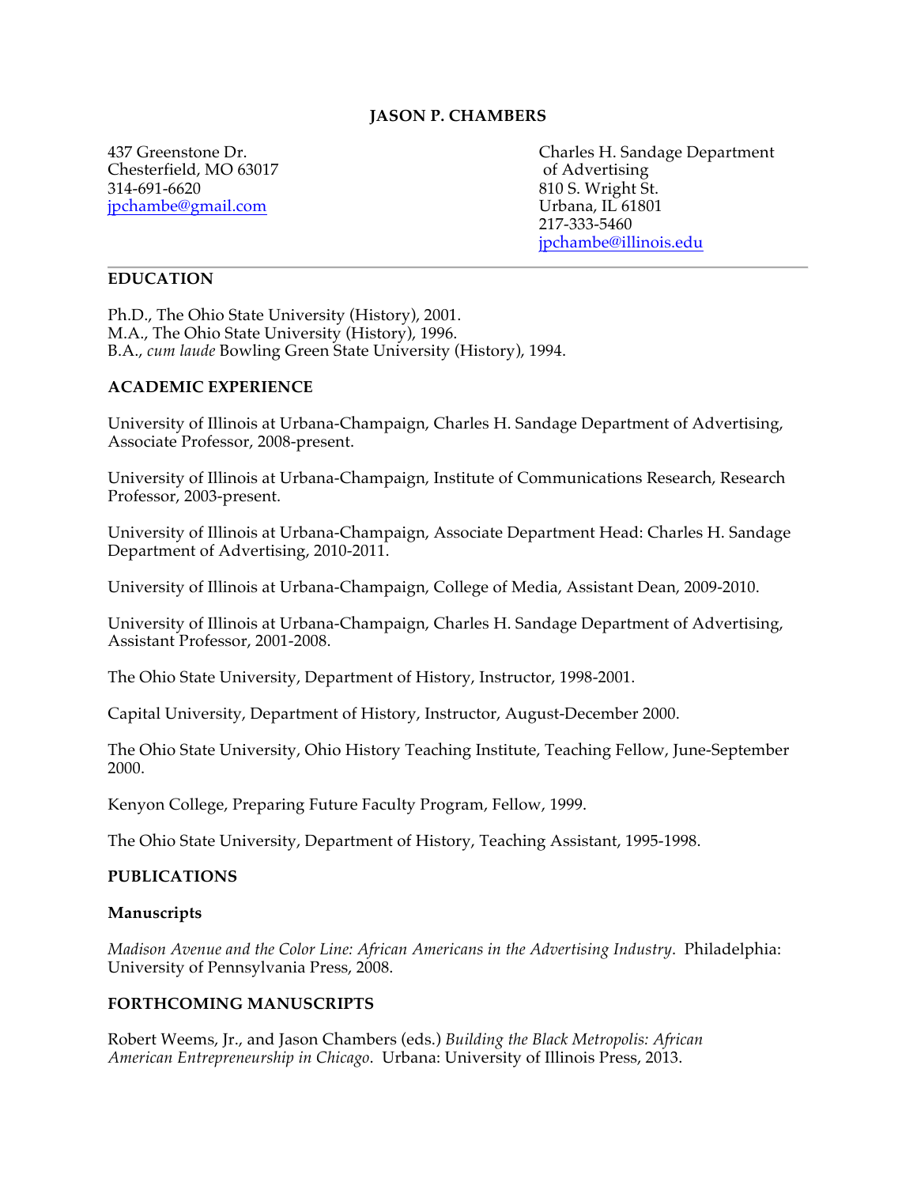# JASON P. CHAMBERS

437 Greenstone Dr.
Chesterfield, MO 63017
314-691-6620
jpchambe@gmail.com

Charles H. Sandage Department of Advertising
810 S. Wright St.
Urbana, IL 61801
217-333-5460
jpchambe@illinois.edu

---

## EDUCATION

Ph.D., The Ohio State University (History), 2001.
M.A., The Ohio State University (History), 1996.
B.A., *cum laude* Bowling Green State University (History), 1994.

## ACADEMIC EXPERIENCE

University of Illinois at Urbana-Champaign, Charles H. Sandage Department of Advertising, Associate Professor, 2008-present.

University of Illinois at Urbana-Champaign, Institute of Communications Research, Research Professor, 2003-present.

University of Illinois at Urbana-Champaign, Associate Department Head: Charles H. Sandage Department of Advertising, 2010-2011.

University of Illinois at Urbana-Champaign, College of Media, Assistant Dean, 2009-2010.

University of Illinois at Urbana-Champaign, Charles H. Sandage Department of Advertising, Assistant Professor, 2001-2008.

The Ohio State University, Department of History, Instructor, 1998-2001.

Capital University, Department of History, Instructor, August-December 2000.

The Ohio State University, Ohio History Teaching Institute, Teaching Fellow, June-September 2000.

Kenyon College, Preparing Future Faculty Program, Fellow, 1999.

The Ohio State University, Department of History, Teaching Assistant, 1995-1998.

## PUBLICATIONS

### Manuscripts

*Madison Avenue and the Color Line: African Americans in the Advertising Industry*. Philadelphia: University of Pennsylvania Press, 2008.

## FORTHCOMING MANUSCRIPTS

Robert Weems, Jr., and Jason Chambers (eds.) *Building the Black Metropolis: African American Entrepreneurship in Chicago*. Urbana: University of Illinois Press, 2013.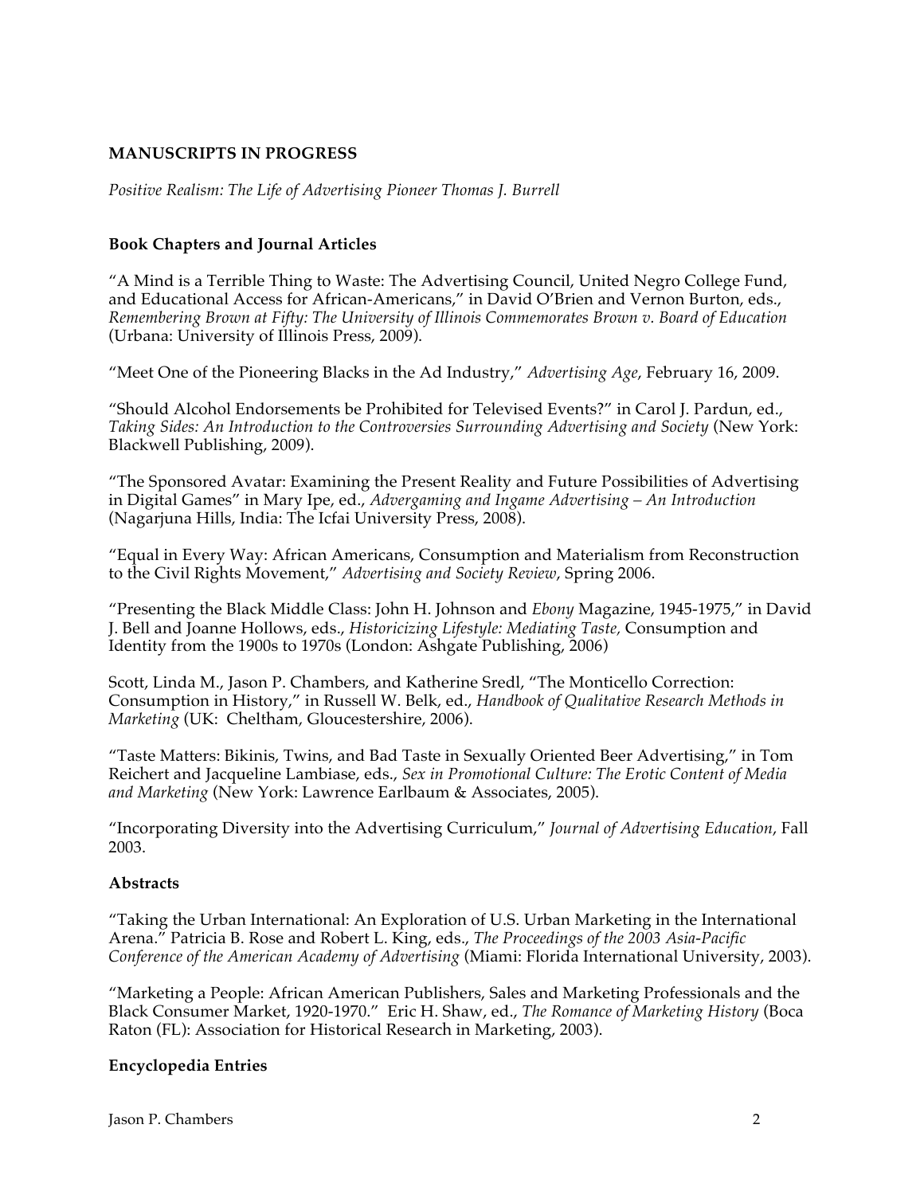**MANUSCRIPTS IN PROGRESS**

*Positive Realism: The Life of Advertising Pioneer Thomas J. Burrell*

**Book Chapters and Journal Articles**

"A Mind is a Terrible Thing to Waste: The Advertising Council, United Negro College Fund, and Educational Access for African-Americans," in David O'Brien and Vernon Burton, eds., *Remembering Brown at Fifty: The University of Illinois Commemorates Brown v. Board of Education* (Urbana: University of Illinois Press, 2009).

"Meet One of the Pioneering Blacks in the Ad Industry," *Advertising Age*, February 16, 2009.

"Should Alcohol Endorsements be Prohibited for Televised Events?" in Carol J. Pardun, ed., *Taking Sides: An Introduction to the Controversies Surrounding Advertising and Society* (New York: Blackwell Publishing, 2009).

"The Sponsored Avatar: Examining the Present Reality and Future Possibilities of Advertising in Digital Games" in Mary Ipe, ed., *Advergaming and Ingame Advertising – An Introduction* (Nagarjuna Hills, India: The Icfai University Press, 2008).

"Equal in Every Way: African Americans, Consumption and Materialism from Reconstruction to the Civil Rights Movement," *Advertising and Society Review*, Spring 2006.

"Presenting the Black Middle Class: John H. Johnson and *Ebony* Magazine, 1945-1975," in David J. Bell and Joanne Hollows, eds., *Historicizing Lifestyle: Mediating Taste,* Consumption and Identity from the 1900s to 1970s (London: Ashgate Publishing, 2006)

Scott, Linda M., Jason P. Chambers, and Katherine Sredl, "The Monticello Correction: Consumption in History," in Russell W. Belk, ed., *Handbook of Qualitative Research Methods in Marketing* (UK: Cheltham, Gloucestershire, 2006).

"Taste Matters: Bikinis, Twins, and Bad Taste in Sexually Oriented Beer Advertising," in Tom Reichert and Jacqueline Lambiase, eds., *Sex in Promotional Culture: The Erotic Content of Media and Marketing* (New York: Lawrence Earlbaum & Associates, 2005).

"Incorporating Diversity into the Advertising Curriculum," *Journal of Advertising Education*, Fall 2003.

**Abstracts**

"Taking the Urban International: An Exploration of U.S. Urban Marketing in the International Arena." Patricia B. Rose and Robert L. King, eds., *The Proceedings of the 2003 Asia-Pacific Conference of the American Academy of Advertising* (Miami: Florida International University, 2003).

"Marketing a People: African American Publishers, Sales and Marketing Professionals and the Black Consumer Market, 1920-1970." Eric H. Shaw, ed., *The Romance of Marketing History* (Boca Raton (FL): Association for Historical Research in Marketing, 2003).

**Encyclopedia Entries**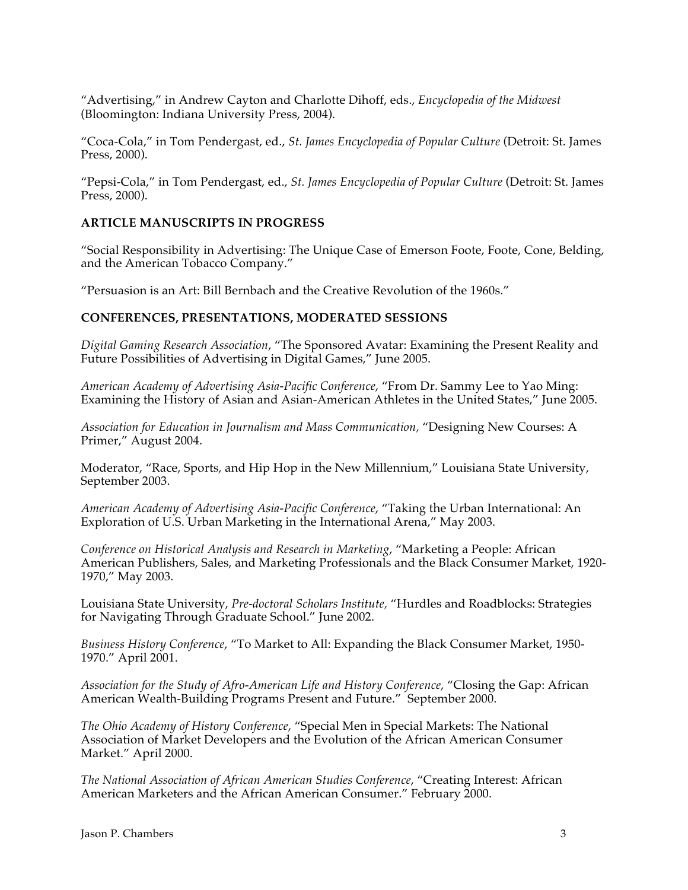"Advertising," in Andrew Cayton and Charlotte Dihoff, eds., *Encyclopedia of the Midwest* (Bloomington: Indiana University Press, 2004).

"Coca-Cola," in Tom Pendergast, ed., *St. James Encyclopedia of Popular Culture* (Detroit: St. James Press, 2000).

"Pepsi-Cola," in Tom Pendergast, ed., *St. James Encyclopedia of Popular Culture* (Detroit: St. James Press, 2000).

## ARTICLE MANUSCRIPTS IN PROGRESS

"Social Responsibility in Advertising: The Unique Case of Emerson Foote, Foote, Cone, Belding, and the American Tobacco Company."

"Persuasion is an Art: Bill Bernbach and the Creative Revolution of the 1960s."

## CONFERENCES, PRESENTATIONS, MODERATED SESSIONS

*Digital Gaming Research Association*, "The Sponsored Avatar: Examining the Present Reality and Future Possibilities of Advertising in Digital Games," June 2005.

*American Academy of Advertising Asia-Pacific Conference*, "From Dr. Sammy Lee to Yao Ming: Examining the History of Asian and Asian-American Athletes in the United States," June 2005.

*Association for Education in Journalism and Mass Communication,* "Designing New Courses: A Primer," August 2004.

Moderator, "Race, Sports, and Hip Hop in the New Millennium," Louisiana State University, September 2003.

*American Academy of Advertising Asia-Pacific Conference*, "Taking the Urban International: An Exploration of U.S. Urban Marketing in the International Arena," May 2003.

*Conference on Historical Analysis and Research in Marketing*, "Marketing a People: African American Publishers, Sales, and Marketing Professionals and the Black Consumer Market, 1920-1970," May 2003.

Louisiana State University, *Pre-doctoral Scholars Institute,* "Hurdles and Roadblocks: Strategies for Navigating Through Graduate School." June 2002.

*Business History Conference*, "To Market to All: Expanding the Black Consumer Market, 1950-1970." April 2001.

*Association for the Study of Afro-American Life and History Conference*, "Closing the Gap: African American Wealth-Building Programs Present and Future." September 2000.

*The Ohio Academy of History Conference*, "Special Men in Special Markets: The National Association of Market Developers and the Evolution of the African American Consumer Market." April 2000.

*The National Association of African American Studies Conference*, "Creating Interest: African American Marketers and the African American Consumer." February 2000.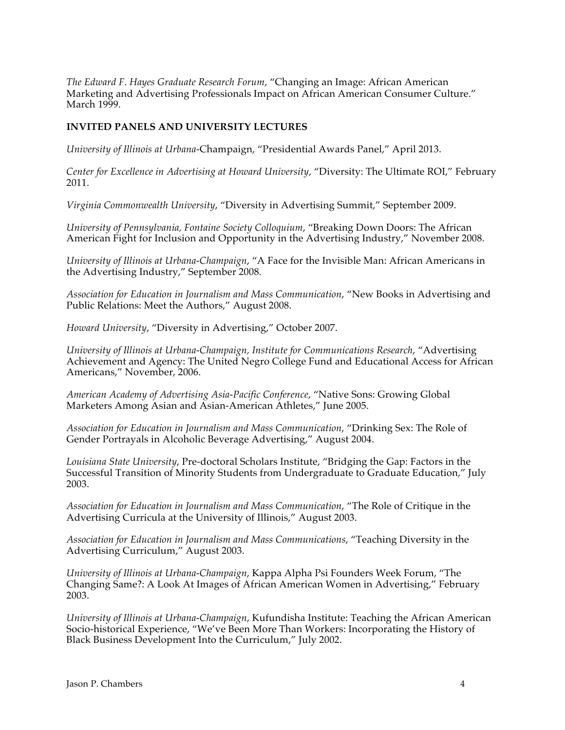*The Edward F. Hayes Graduate Research Forum*, "Changing an Image: African American Marketing and Advertising Professionals Impact on African American Consumer Culture." March 1999.

**INVITED PANELS AND UNIVERSITY LECTURES**

*University of Illinois at Urbana*-Champaign, "Presidential Awards Panel," April 2013.

*Center for Excellence in Advertising at Howard University*, "Diversity: The Ultimate ROI," February 2011.

*Virginia Commonwealth University*, "Diversity in Advertising Summit," September 2009.

*University of Pennsylvania, Fontaine Society Colloquium*, "Breaking Down Doors: The African American Fight for Inclusion and Opportunity in the Advertising Industry," November 2008.

*University of Illinois at Urbana-Champaign*, "A Face for the Invisible Man: African Americans in the Advertising Industry," September 2008.

*Association for Education in Journalism and Mass Communication*, "New Books in Advertising and Public Relations: Meet the Authors," August 2008.

*Howard University*, "Diversity in Advertising," October 2007.

*University of Illinois at Urbana-Champaign, Institute for Communications Research*, "Advertising Achievement and Agency: The United Negro College Fund and Educational Access for African Americans," November, 2006.

*American Academy of Advertising Asia-Pacific Conference*, "Native Sons: Growing Global Marketers Among Asian and Asian-American Athletes," June 2005.

*Association for Education in Journalism and Mass Communication*, "Drinking Sex: The Role of Gender Portrayals in Alcoholic Beverage Advertising," August 2004.

*Louisiana State University*, Pre-doctoral Scholars Institute, "Bridging the Gap: Factors in the Successful Transition of Minority Students from Undergraduate to Graduate Education," July 2003.

*Association for Education in Journalism and Mass Communication*, "The Role of Critique in the Advertising Curricula at the University of Illinois," August 2003.

*Association for Education in Journalism and Mass Communications*, "Teaching Diversity in the Advertising Curriculum," August 2003.

*University of Illinois at Urbana-Champaign*, Kappa Alpha Psi Founders Week Forum, "The Changing Same?: A Look At Images of African American Women in Advertising," February 2003.

*University of Illinois at Urbana-Champaign*, Kufundisha Institute: Teaching the African American Socio-historical Experience, "We've Been More Than Workers: Incorporating the History of Black Business Development Into the Curriculum," July 2002.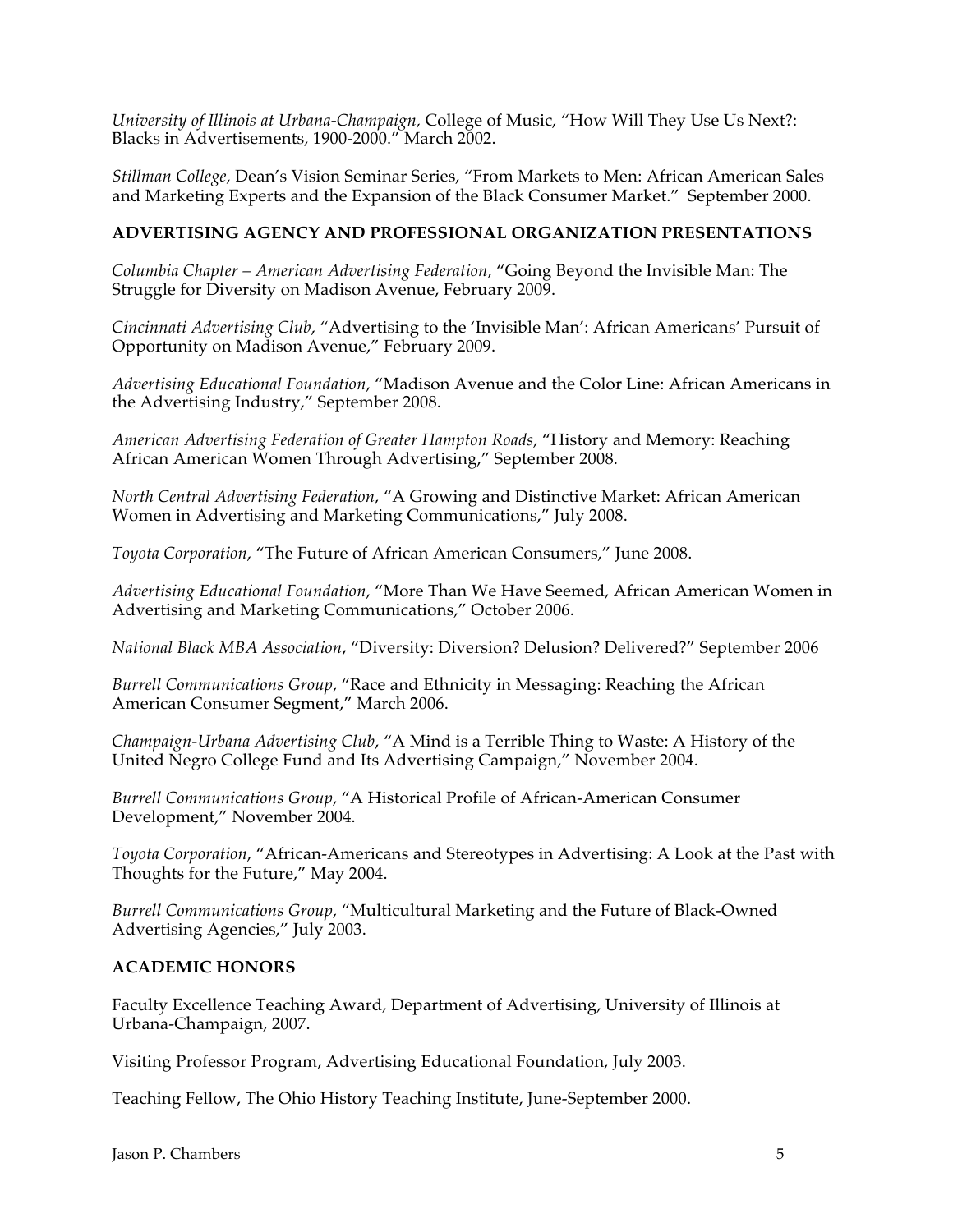*University of Illinois at Urbana-Champaign*, College of Music, "How Will They Use Us Next?: Blacks in Advertisements, 1900-2000." March 2002.

*Stillman College*, Dean's Vision Seminar Series, "From Markets to Men: African American Sales and Marketing Experts and the Expansion of the Black Consumer Market." September 2000.

## ADVERTISING AGENCY AND PROFESSIONAL ORGANIZATION PRESENTATIONS

*Columbia Chapter – American Advertising Federation*, "Going Beyond the Invisible Man: The Struggle for Diversity on Madison Avenue, February 2009.

*Cincinnati Advertising Club*, "Advertising to the 'Invisible Man': African Americans' Pursuit of Opportunity on Madison Avenue," February 2009.

*Advertising Educational Foundation*, "Madison Avenue and the Color Line: African Americans in the Advertising Industry," September 2008.

*American Advertising Federation of Greater Hampton Roads*, "History and Memory: Reaching African American Women Through Advertising," September 2008.

*North Central Advertising Federation*, "A Growing and Distinctive Market: African American Women in Advertising and Marketing Communications," July 2008.

*Toyota Corporation*, "The Future of African American Consumers," June 2008.

*Advertising Educational Foundation*, "More Than We Have Seemed, African American Women in Advertising and Marketing Communications," October 2006.

*National Black MBA Association*, "Diversity: Diversion? Delusion? Delivered?" September 2006

*Burrell Communications Group*, "Race and Ethnicity in Messaging: Reaching the African American Consumer Segment," March 2006.

*Champaign-Urbana Advertising Club*, "A Mind is a Terrible Thing to Waste: A History of the United Negro College Fund and Its Advertising Campaign," November 2004.

*Burrell Communications Group*, "A Historical Profile of African-American Consumer Development," November 2004.

*Toyota Corporation*, "African-Americans and Stereotypes in Advertising: A Look at the Past with Thoughts for the Future," May 2004.

*Burrell Communications Group,* "Multicultural Marketing and the Future of Black-Owned Advertising Agencies," July 2003.

## ACADEMIC HONORS

Faculty Excellence Teaching Award, Department of Advertising, University of Illinois at Urbana-Champaign, 2007.

Visiting Professor Program, Advertising Educational Foundation, July 2003.

Teaching Fellow, The Ohio History Teaching Institute, June-September 2000.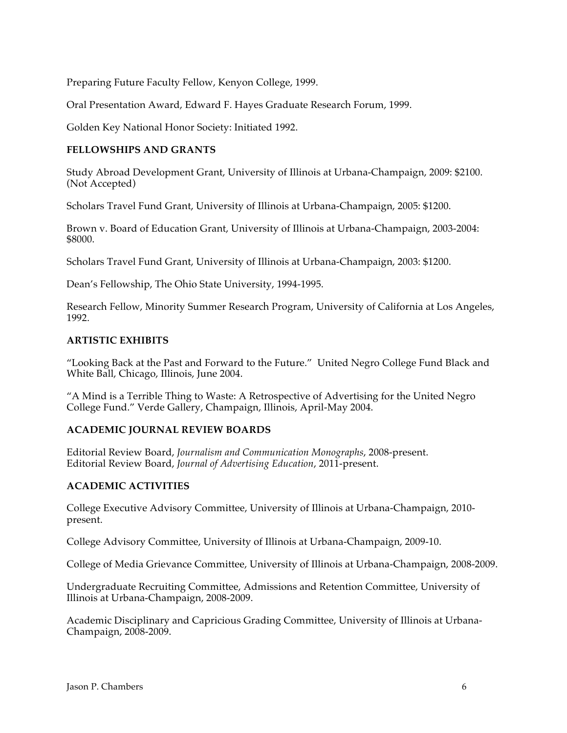Preparing Future Faculty Fellow, Kenyon College, 1999.

Oral Presentation Award, Edward F. Hayes Graduate Research Forum, 1999.

Golden Key National Honor Society: Initiated 1992.

## FELLOWSHIPS AND GRANTS

Study Abroad Development Grant, University of Illinois at Urbana-Champaign, 2009: $2100. (Not Accepted)

Scholars Travel Fund Grant, University of Illinois at Urbana-Champaign, 2005: $1200.

Brown v. Board of Education Grant, University of Illinois at Urbana-Champaign, 2003-2004: $8000.

Scholars Travel Fund Grant, University of Illinois at Urbana-Champaign, 2003: $1200.

Dean's Fellowship, The Ohio State University, 1994-1995.

Research Fellow, Minority Summer Research Program, University of California at Los Angeles, 1992.

## ARTISTIC EXHIBITS

"Looking Back at the Past and Forward to the Future." United Negro College Fund Black and White Ball, Chicago, Illinois, June 2004.

"A Mind is a Terrible Thing to Waste: A Retrospective of Advertising for the United Negro College Fund." Verde Gallery, Champaign, Illinois, April-May 2004.

## ACADEMIC JOURNAL REVIEW BOARDS

Editorial Review Board, *Journalism and Communication Monographs*, 2008-present.
Editorial Review Board, *Journal of Advertising Education*, 2011-present.

## ACADEMIC ACTIVITIES

College Executive Advisory Committee, University of Illinois at Urbana-Champaign, 2010-present.

College Advisory Committee, University of Illinois at Urbana-Champaign, 2009-10.

College of Media Grievance Committee, University of Illinois at Urbana-Champaign, 2008-2009.

Undergraduate Recruiting Committee, Admissions and Retention Committee, University of Illinois at Urbana-Champaign, 2008-2009.

Academic Disciplinary and Capricious Grading Committee, University of Illinois at Urbana-Champaign, 2008-2009.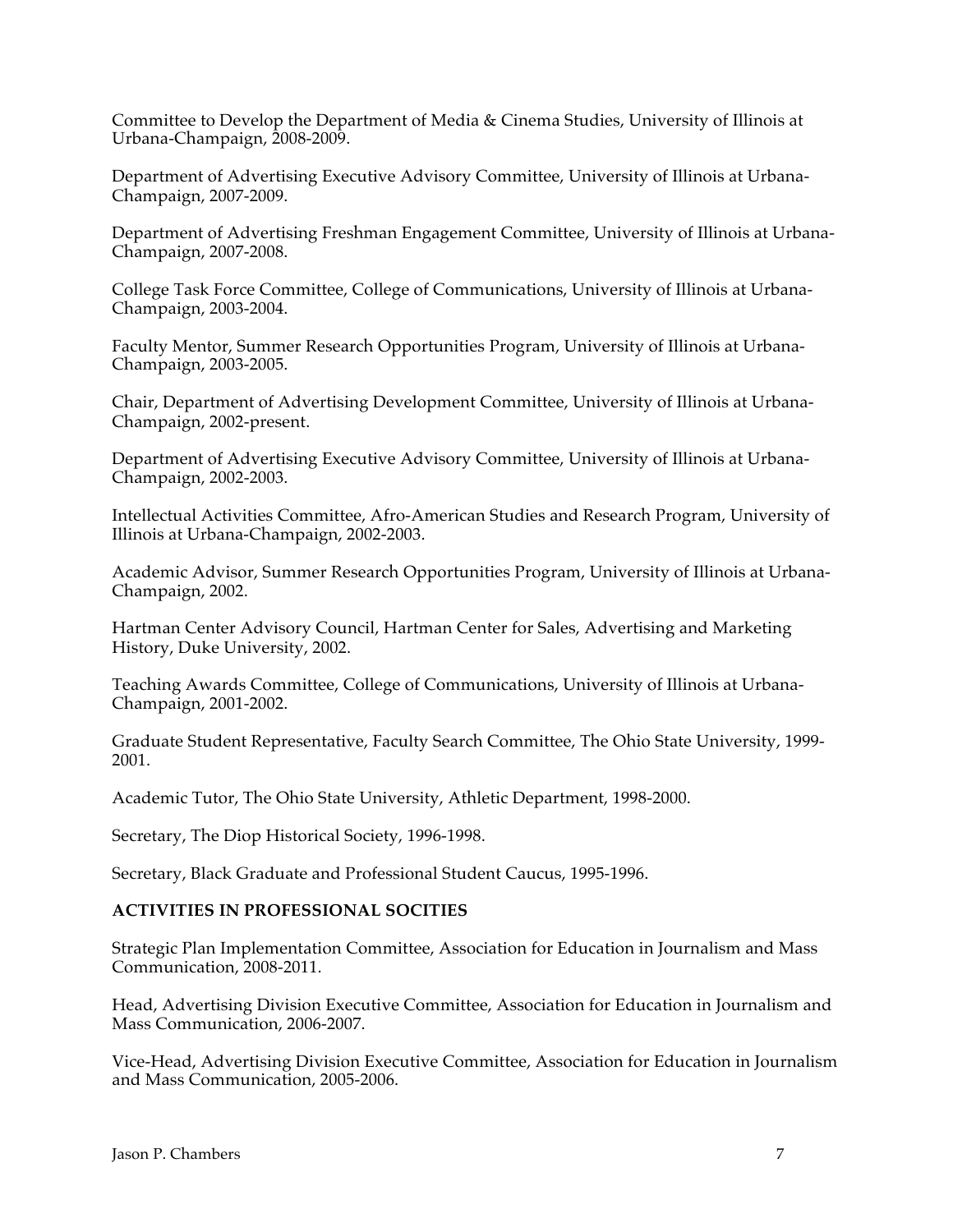Committee to Develop the Department of Media & Cinema Studies, University of Illinois at Urbana-Champaign, 2008-2009.

Department of Advertising Executive Advisory Committee, University of Illinois at Urbana-Champaign, 2007-2009.

Department of Advertising Freshman Engagement Committee, University of Illinois at Urbana-Champaign, 2007-2008.

College Task Force Committee, College of Communications, University of Illinois at Urbana-Champaign, 2003-2004.

Faculty Mentor, Summer Research Opportunities Program, University of Illinois at Urbana-Champaign, 2003-2005.

Chair, Department of Advertising Development Committee, University of Illinois at Urbana-Champaign, 2002-present.

Department of Advertising Executive Advisory Committee, University of Illinois at Urbana-Champaign, 2002-2003.

Intellectual Activities Committee, Afro-American Studies and Research Program, University of Illinois at Urbana-Champaign, 2002-2003.

Academic Advisor, Summer Research Opportunities Program, University of Illinois at Urbana-Champaign, 2002.

Hartman Center Advisory Council, Hartman Center for Sales, Advertising and Marketing History, Duke University, 2002.

Teaching Awards Committee, College of Communications, University of Illinois at Urbana-Champaign, 2001-2002.

Graduate Student Representative, Faculty Search Committee, The Ohio State University, 1999-2001.

Academic Tutor, The Ohio State University, Athletic Department, 1998-2000.

Secretary, The Diop Historical Society, 1996-1998.

Secretary, Black Graduate and Professional Student Caucus, 1995-1996.

**ACTIVITIES IN PROFESSIONAL SOCITIES**

Strategic Plan Implementation Committee, Association for Education in Journalism and Mass Communication, 2008-2011.

Head, Advertising Division Executive Committee, Association for Education in Journalism and Mass Communication, 2006-2007.

Vice-Head, Advertising Division Executive Committee, Association for Education in Journalism and Mass Communication, 2005-2006.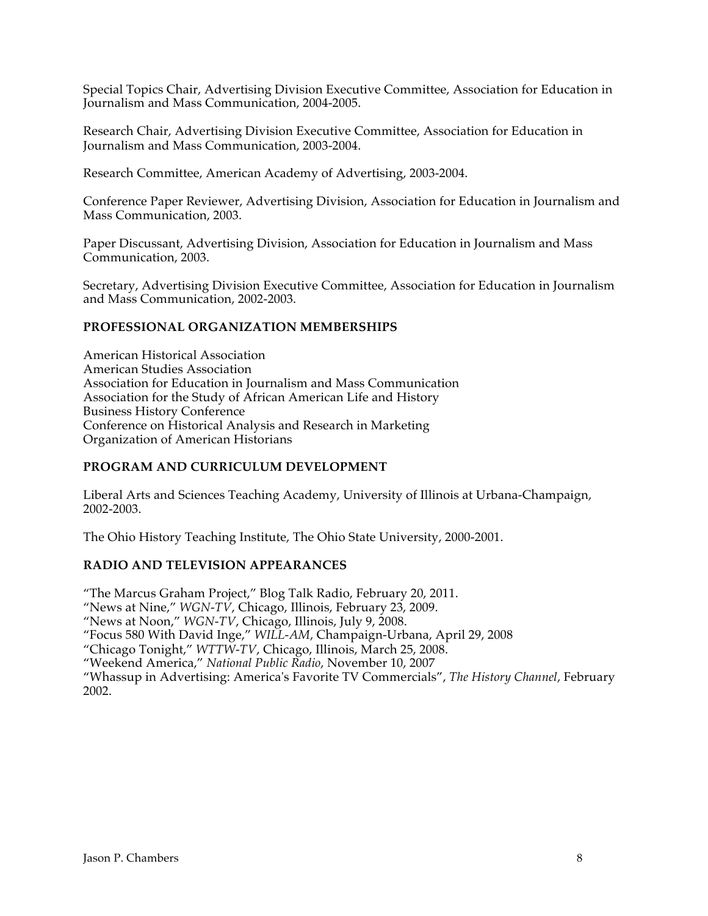Special Topics Chair, Advertising Division Executive Committee, Association for Education in Journalism and Mass Communication, 2004-2005.

Research Chair, Advertising Division Executive Committee, Association for Education in Journalism and Mass Communication, 2003-2004.

Research Committee, American Academy of Advertising, 2003-2004.

Conference Paper Reviewer, Advertising Division, Association for Education in Journalism and Mass Communication, 2003.

Paper Discussant, Advertising Division, Association for Education in Journalism and Mass Communication, 2003.

Secretary, Advertising Division Executive Committee, Association for Education in Journalism and Mass Communication, 2002-2003.

**PROFESSIONAL ORGANIZATION MEMBERSHIPS**

American Historical Association
American Studies Association
Association for Education in Journalism and Mass Communication
Association for the Study of African American Life and History
Business History Conference
Conference on Historical Analysis and Research in Marketing
Organization of American Historians

**PROGRAM AND CURRICULUM DEVELOPMENT**

Liberal Arts and Sciences Teaching Academy, University of Illinois at Urbana-Champaign, 2002-2003.

The Ohio History Teaching Institute, The Ohio State University, 2000-2001.

**RADIO AND TELEVISION APPEARANCES**

"The Marcus Graham Project," Blog Talk Radio, February 20, 2011.
"News at Nine," *WGN-TV*, Chicago, Illinois, February 23, 2009.
"News at Noon," *WGN-TV*, Chicago, Illinois, July 9, 2008.
"Focus 580 With David Inge," *WILL-AM*, Champaign-Urbana, April 29, 2008
"Chicago Tonight," *WTTW-TV*, Chicago, Illinois, March 25, 2008.
"Weekend America," *National Public Radio*, November 10, 2007
"Whassup in Advertising: America's Favorite TV Commercials", *The History Channel*, February 2002.